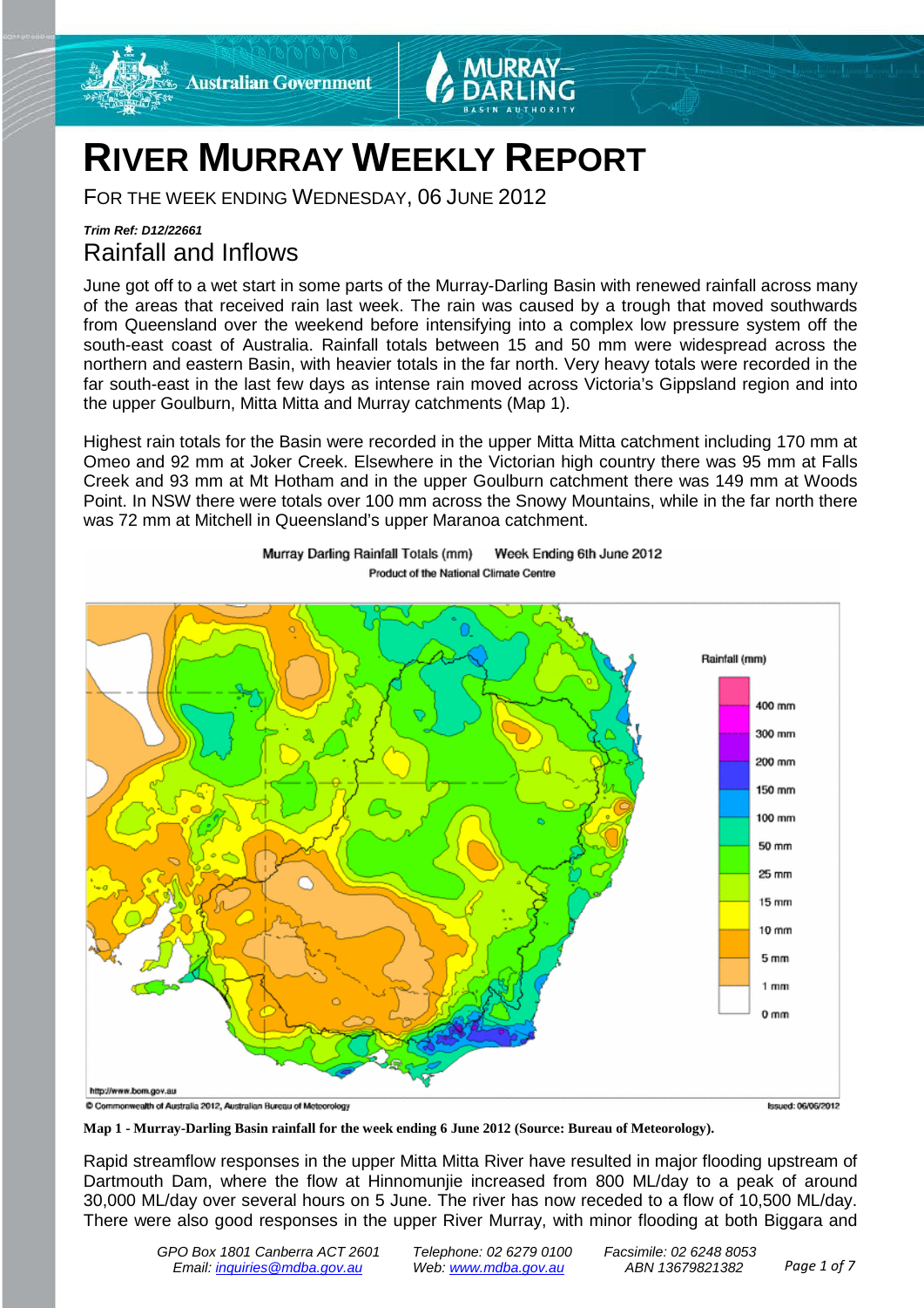# RIVER MURRAY WEEKLY REPORT

FOR THE WEEK ENDING WEDNESDAY, 06 JUNE 2012

***Trim Ref: D12/22661***

## Rainfall and Inflows

June got off to a wet start in some parts of the Murray-Darling Basin with renewed rainfall across many of the areas that received rain last week. The rain was caused by a trough that moved southwards from Queensland over the weekend before intensifying into a complex low pressure system off the south-east coast of Australia. Rainfall totals between 15 and 50 mm were widespread across the northern and eastern Basin, with heavier totals in the far north. Very heavy totals were recorded in the far south-east in the last few days as intense rain moved across Victoria's Gippsland region and into the upper Goulburn, Mitta Mitta and Murray catchments (Map 1).

Highest rain totals for the Basin were recorded in the upper Mitta Mitta catchment including 170 mm at Omeo and 92 mm at Joker Creek. Elsewhere in the Victorian high country there was 95 mm at Falls Creek and 93 mm at Mt Hotham and in the upper Goulburn catchment there was 149 mm at Woods Point. In NSW there were totals over 100 mm across the Snowy Mountains, while in the far north there was 72 mm at Mitchell in Queensland's upper Maranoa catchment.

**Map 1 - Murray-Darling Basin rainfall for the week ending 6 June 2012 (Source: Bureau of Meteorology).**

Rapid streamflow responses in the upper Mitta Mitta River have resulted in major flooding upstream of Dartmouth Dam, where the flow at Hinnomunjie increased from 800 ML/day to a peak of around 30,000 ML/day over several hours on 5 June. The river has now receded to a flow of 10,500 ML/day. There were also good responses in the upper River Murray, with minor flooding at both Biggara and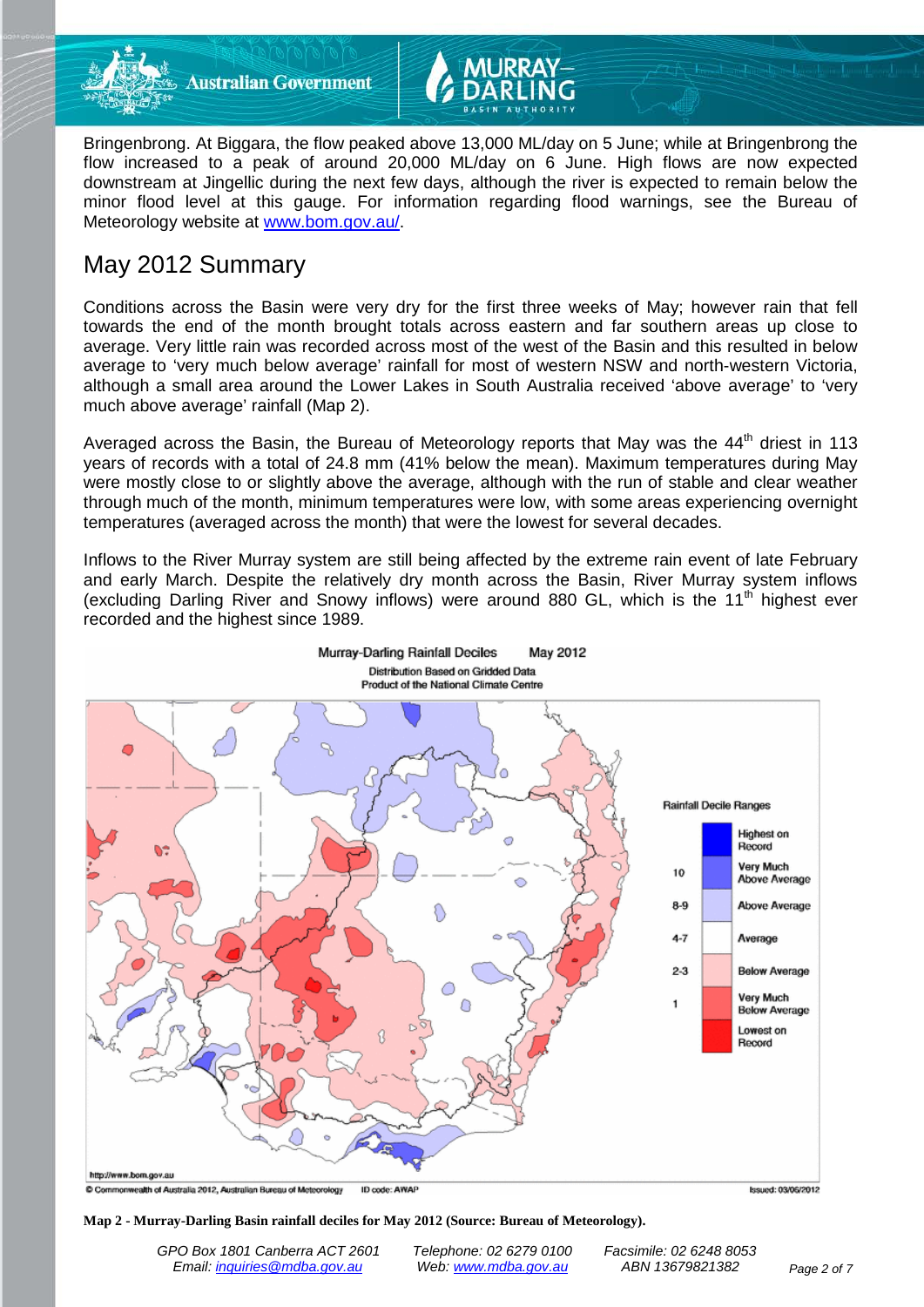Bringenbrong. At Biggara, the flow peaked above 13,000 ML/day on 5 June; while at Bringenbrong the flow increased to a peak of around 20,000 ML/day on 6 June. High flows are now expected downstream at Jingellic during the next few days, although the river is expected to remain below the minor flood level at this gauge. For information regarding flood warnings, see the Bureau of Meteorology website at www.bom.gov.au/.

## May 2012 Summary

Conditions across the Basin were very dry for the first three weeks of May; however rain that fell towards the end of the month brought totals across eastern and far southern areas up close to average. Very little rain was recorded across most of the west of the Basin and this resulted in below average to 'very much below average' rainfall for most of western NSW and north-western Victoria, although a small area around the Lower Lakes in South Australia received 'above average' to 'very much above average' rainfall (Map 2).

Averaged across the Basin, the Bureau of Meteorology reports that May was the 44th driest in 113 years of records with a total of 24.8 mm (41% below the mean). Maximum temperatures during May were mostly close to or slightly above the average, although with the run of stable and clear weather through much of the month, minimum temperatures were low, with some areas experiencing overnight temperatures (averaged across the month) that were the lowest for several decades.

Inflows to the River Murray system are still being affected by the extreme rain event of late February and early March. Despite the relatively dry month across the Basin, River Murray system inflows (excluding Darling River and Snowy inflows) were around 880 GL, which is the 11th highest ever recorded and the highest since 1989.

**Map 2 - Murray-Darling Basin rainfall deciles for May 2012 (Source: Bureau of Meteorology).**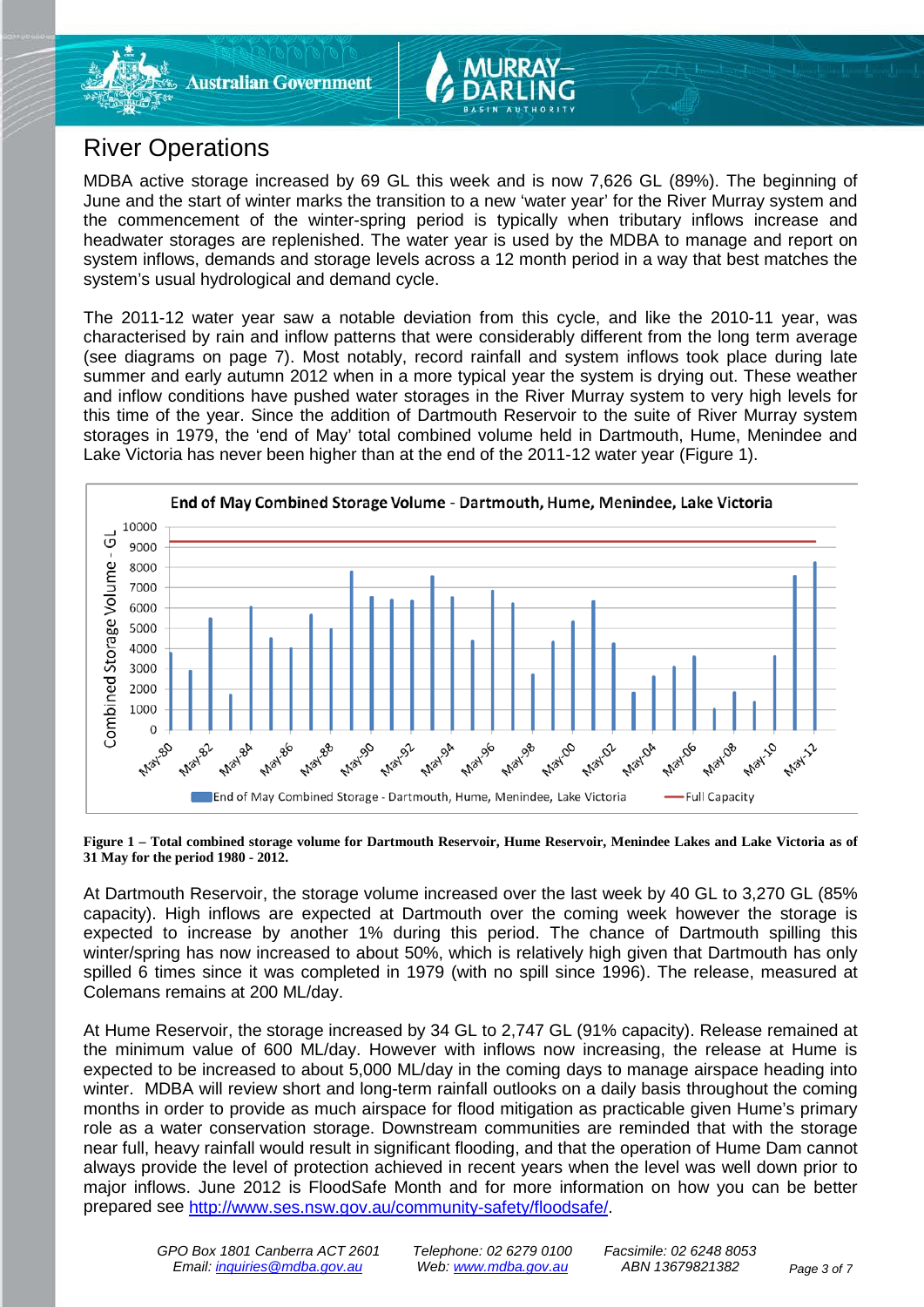# River Operations

MDBA active storage increased by 69 GL this week and is now 7,626 GL (89%). The beginning of June and the start of winter marks the transition to a new 'water year' for the River Murray system and the commencement of the winter-spring period is typically when tributary inflows increase and headwater storages are replenished. The water year is used by the MDBA to manage and report on system inflows, demands and storage levels across a 12 month period in a way that best matches the system's usual hydrological and demand cycle.

The 2011-12 water year saw a notable deviation from this cycle, and like the 2010-11 year, was characterised by rain and inflow patterns that were considerably different from the long term average (see diagrams on page 7). Most notably, record rainfall and system inflows took place during late summer and early autumn 2012 when in a more typical year the system is drying out. These weather and inflow conditions have pushed water storages in the River Murray system to very high levels for this time of the year. Since the addition of Dartmouth Reservoir to the suite of River Murray system storages in 1979, the 'end of May' total combined volume held in Dartmouth, Hume, Menindee and Lake Victoria has never been higher than at the end of the 2011-12 water year (Figure 1).

**Figure 1 – Total combined storage volume for Dartmouth Reservoir, Hume Reservoir, Menindee Lakes and Lake Victoria as of 31 May for the period 1980 - 2012.**

At Dartmouth Reservoir, the storage volume increased over the last week by 40 GL to 3,270 GL (85% capacity). High inflows are expected at Dartmouth over the coming week however the storage is expected to increase by another 1% during this period. The chance of Dartmouth spilling this winter/spring has now increased to about 50%, which is relatively high given that Dartmouth has only spilled 6 times since it was completed in 1979 (with no spill since 1996). The release, measured at Colemans remains at 200 ML/day.

At Hume Reservoir, the storage increased by 34 GL to 2,747 GL (91% capacity). Release remained at the minimum value of 600 ML/day. However with inflows now increasing, the release at Hume is expected to be increased to about 5,000 ML/day in the coming days to manage airspace heading into winter. MDBA will review short and long-term rainfall outlooks on a daily basis throughout the coming months in order to provide as much airspace for flood mitigation as practicable given Hume's primary role as a water conservation storage. Downstream communities are reminded that with the storage near full, heavy rainfall would result in significant flooding, and that the operation of Hume Dam cannot always provide the level of protection achieved in recent years when the level was well down prior to major inflows. June 2012 is FloodSafe Month and for more information on how you can be better prepared see http://www.ses.nsw.gov.au/community-safety/floodsafe/.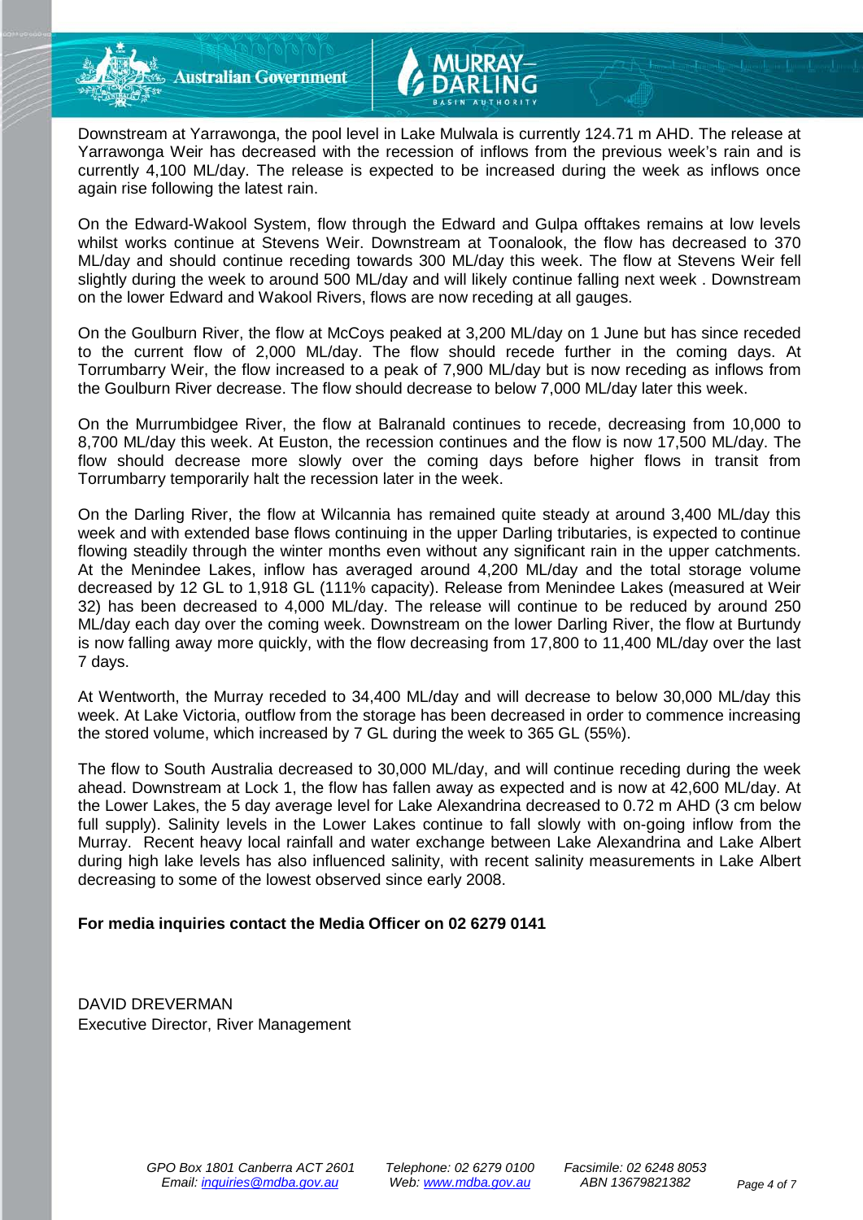Downstream at Yarrawonga, the pool level in Lake Mulwala is currently 124.71 m AHD. The release at Yarrawonga Weir has decreased with the recession of inflows from the previous week's rain and is currently 4,100 ML/day. The release is expected to be increased during the week as inflows once again rise following the latest rain.

On the Edward-Wakool System, flow through the Edward and Gulpa offtakes remains at low levels whilst works continue at Stevens Weir. Downstream at Toonalook, the flow has decreased to 370 ML/day and should continue receding towards 300 ML/day this week. The flow at Stevens Weir fell slightly during the week to around 500 ML/day and will likely continue falling next week . Downstream on the lower Edward and Wakool Rivers, flows are now receding at all gauges.

On the Goulburn River, the flow at McCoys peaked at 3,200 ML/day on 1 June but has since receded to the current flow of 2,000 ML/day. The flow should recede further in the coming days. At Torrumbarry Weir, the flow increased to a peak of 7,900 ML/day but is now receding as inflows from the Goulburn River decrease. The flow should decrease to below 7,000 ML/day later this week.

On the Murrumbidgee River, the flow at Balranald continues to recede, decreasing from 10,000 to 8,700 ML/day this week. At Euston, the recession continues and the flow is now 17,500 ML/day. The flow should decrease more slowly over the coming days before higher flows in transit from Torrumbarry temporarily halt the recession later in the week.

On the Darling River, the flow at Wilcannia has remained quite steady at around 3,400 ML/day this week and with extended base flows continuing in the upper Darling tributaries, is expected to continue flowing steadily through the winter months even without any significant rain in the upper catchments. At the Menindee Lakes, inflow has averaged around 4,200 ML/day and the total storage volume decreased by 12 GL to 1,918 GL (111% capacity). Release from Menindee Lakes (measured at Weir 32) has been decreased to 4,000 ML/day. The release will continue to be reduced by around 250 ML/day each day over the coming week. Downstream on the lower Darling River, the flow at Burtundy is now falling away more quickly, with the flow decreasing from 17,800 to 11,400 ML/day over the last 7 days.

At Wentworth, the Murray receded to 34,400 ML/day and will decrease to below 30,000 ML/day this week. At Lake Victoria, outflow from the storage has been decreased in order to commence increasing the stored volume, which increased by 7 GL during the week to 365 GL (55%).

The flow to South Australia decreased to 30,000 ML/day, and will continue receding during the week ahead. Downstream at Lock 1, the flow has fallen away as expected and is now at 42,600 ML/day. At the Lower Lakes, the 5 day average level for Lake Alexandrina decreased to 0.72 m AHD (3 cm below full supply). Salinity levels in the Lower Lakes continue to fall slowly with on-going inflow from the Murray. Recent heavy local rainfall and water exchange between Lake Alexandrina and Lake Albert during high lake levels has also influenced salinity, with recent salinity measurements in Lake Albert decreasing to some of the lowest observed since early 2008.

**For media inquiries contact the Media Officer on 02 6279 0141**

DAVID DREVERMAN
Executive Director, River Management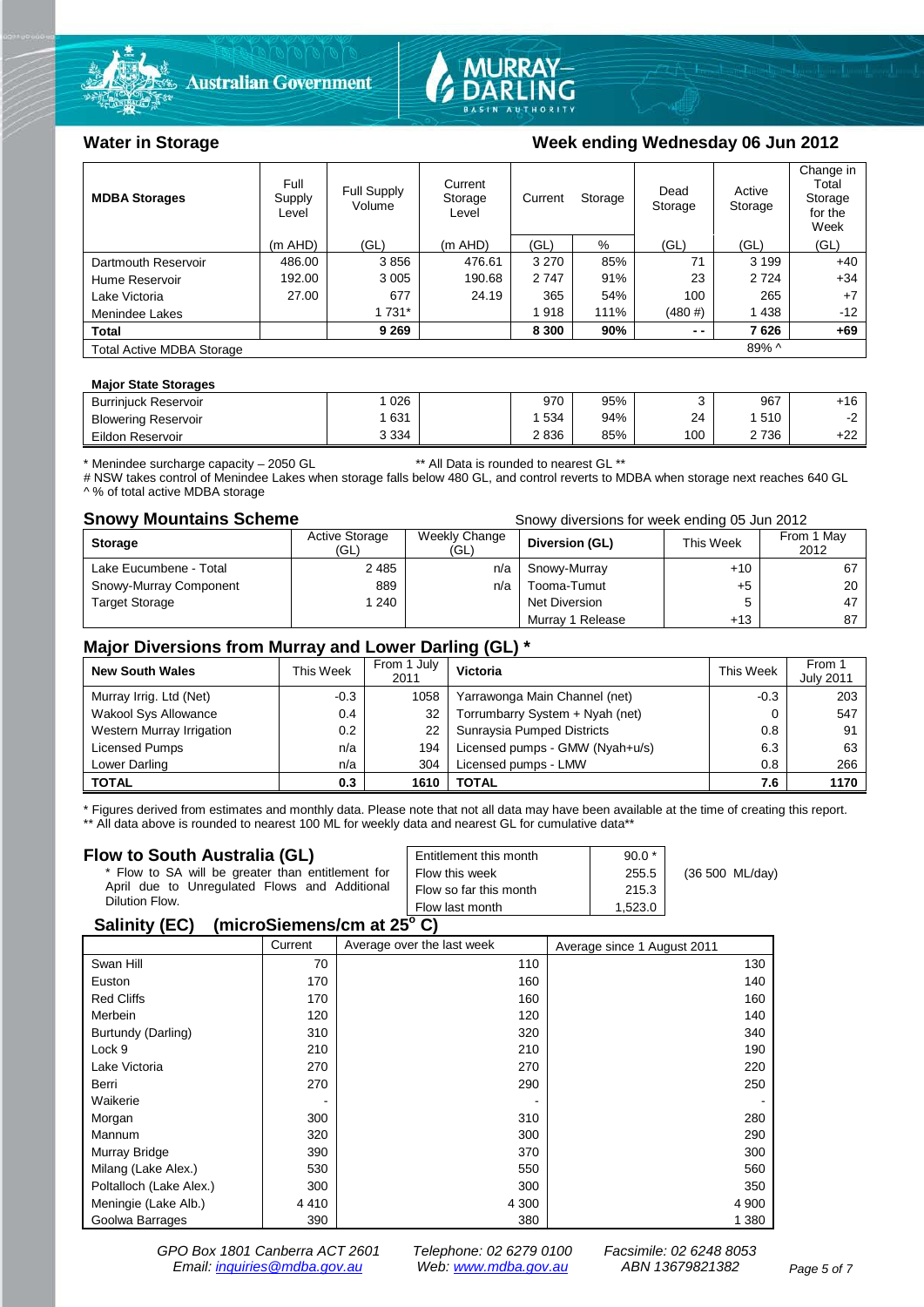## Water in Storage

## Week ending Wednesday 06 Jun 2012

| MDBA Storages | Full Supply Level | Full Supply Volume | Current Storage Level | Current Storage | | Dead Storage | Active Storage | Change in Total Storage for the Week |
|---|---|---|---|---|---|---|---|---|
| | (m AHD) | (GL) | (m AHD) | (GL) | % | (GL) | (GL) | (GL) |
| Dartmouth Reservoir | 486.00 | 3 856 | 476.61 | 3 270 | 85% | 71 | 3 199 | +40 |
| Hume Reservoir | 192.00 | 3 005 | 190.68 | 2 747 | 91% | 23 | 2 724 | +34 |
| Lake Victoria | 27.00 | 677 | 24.19 | 365 | 54% | 100 | 265 | +7 |
| Menindee Lakes | | 1 731* | | 1 918 | 111% | (480 #) | 1 438 | -12 |
| **Total** | | **9 269** | | **8 300** | **90%** | **- -** | **7 626** | **+69** |
| Total Active MDBA Storage | | | | | | | 89% ^ | |

**Major State Storages**

| | | | | | | | |
|---|---|---|---|---|---|---|---|
| Burrinjuck Reservoir | 1 026 | | 970 | 95% | 3 | 967 | +16 |
| Blowering Reservoir | 1 631 | | 1 534 | 94% | 24 | 1 510 | -2 |
| Eildon Reservoir | 3 334 | | 2 836 | 85% | 100 | 2 736 | +22 |

\* Menindee surcharge capacity – 2050 GL  ** All Data is rounded to nearest GL **
# NSW takes control of Menindee Lakes when storage falls below 480 GL, and control reverts to MDBA when storage next reaches 640 GL
^ % of total active MDBA storage

## Snowy Mountains Scheme

Snowy diversions for week ending 05 Jun 2012

| Storage | Active Storage (GL) | Weekly Change (GL) | Diversion (GL) | This Week | From 1 May 2012 |
|---|---|---|---|---|---|
| Lake Eucumbene - Total | 2 485 | n/a | Snowy-Murray | +10 | 67 |
| Snowy-Murray Component | 889 | n/a | Tooma-Tumut | +5 | 20 |
| Target Storage | 1 240 | | Net Diversion | 5 | 47 |
| | | | Murray 1 Release | +13 | 87 |

## Major Diversions from Murray and Lower Darling (GL) *

| New South Wales | This Week | From 1 July 2011 | Victoria | This Week | From 1 July 2011 |
|---|---|---|---|---|---|
| Murray Irrig. Ltd (Net) | -0.3 | 1058 | Yarrawonga Main Channel (net) | -0.3 | 203 |
| Wakool Sys Allowance | 0.4 | 32 | Torrumbarry System + Nyah (net) | 0 | 547 |
| Western Murray Irrigation | 0.2 | 22 | Sunraysia Pumped Districts | 0.8 | 91 |
| Licensed Pumps | n/a | 194 | Licensed pumps - GMW (Nyah+u/s) | 6.3 | 63 |
| Lower Darling | n/a | 304 | Licensed pumps - LMW | 0.8 | 266 |
| **TOTAL** | **0.3** | **1610** | **TOTAL** | **7.6** | **1170** |

\* Figures derived from estimates and monthly data. Please note that not all data may have been available at the time of creating this report.
** All data above is rounded to nearest 100 ML for weekly data and nearest GL for cumulative data**

## Flow to South Australia (GL)

\* Flow to SA will be greater than entitlement for April due to Unregulated Flows and Additional Dilution Flow.

| | | |
|---|---|---|
| Entitlement this month | 90.0 * | |
| Flow this week | 255.5 | (36 500 ML/day) |
| Flow so far this month | 215.3 | |
| Flow last month | 1,523.0 | |

## Salinity (EC) (microSiemens/cm at 25° C)

| | Current | Average over the last week | Average since 1 August 2011 |
|---|---|---|---|
| Swan Hill | 70 | 110 | 130 |
| Euston | 170 | 160 | 140 |
| Red Cliffs | 170 | 160 | 160 |
| Merbein | 120 | 120 | 140 |
| Burtundy (Darling) | 310 | 320 | 340 |
| Lock 9 | 210 | 210 | 190 |
| Lake Victoria | 270 | 270 | 220 |
| Berri | 270 | 290 | 250 |
| Waikerie | - | - | - |
| Morgan | 300 | 310 | 280 |
| Mannum | 320 | 300 | 290 |
| Murray Bridge | 390 | 370 | 300 |
| Milang (Lake Alex.) | 530 | 550 | 560 |
| Poltalloch (Lake Alex.) | 300 | 300 | 350 |
| Meningie (Lake Alb.) | 4 410 | 4 300 | 4 900 |
| Goolwa Barrages | 390 | 380 | 1 380 |

*GPO Box 1801 Canberra ACT 2601 Telephone: 02 6279 0100 Facsimile: 02 6248 8053*
*Email: inquiries@mdba.gov.au Web: www.mdba.gov.au ABN 13679821382*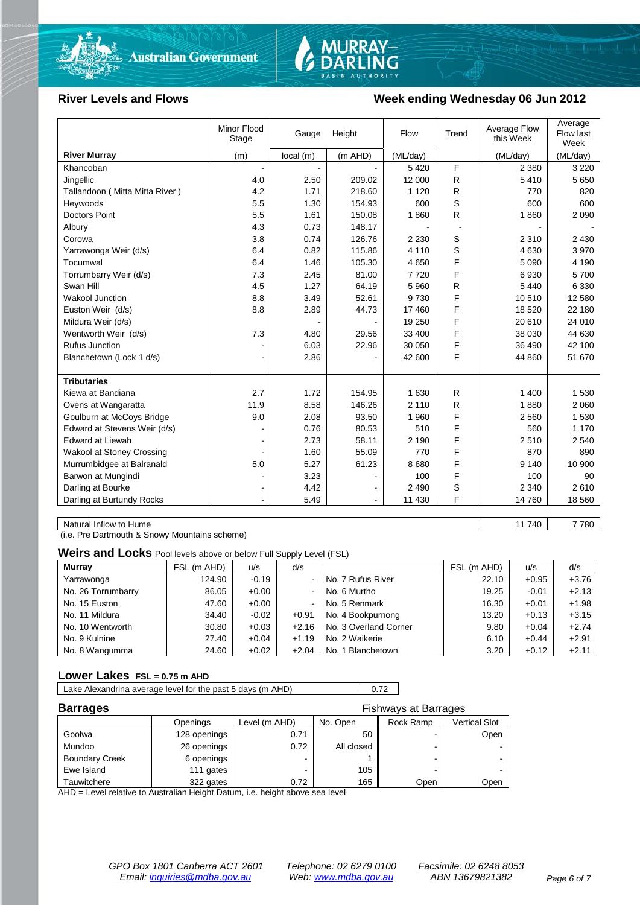## River Levels and Flows

## Week ending Wednesday 06 Jun 2012

| | Minor Flood Stage | Gauge | Height | Flow | Trend | Average Flow this Week | Average Flow last Week |
|---|---|---|---|---|---|---|---|
| **River Murray** | (m) | local (m) | (m AHD) | (ML/day) | | (ML/day) | (ML/day) |
| Khancoban | - | - | - | 5 420 | F | 2 380 | 3 220 |
| Jingellic | 4.0 | 2.50 | 209.02 | 12 000 | R | 5 410 | 5 650 |
| Tallandoon ( Mitta Mitta River ) | 4.2 | 1.71 | 218.60 | 1 120 | R | 770 | 820 |
| Heywoods | 5.5 | 1.30 | 154.93 | 600 | S | 600 | 600 |
| Doctors Point | 5.5 | 1.61 | 150.08 | 1 860 | R | 1 860 | 2 090 |
| Albury | 4.3 | 0.73 | 148.17 | - | - | - | - |
| Corowa | 3.8 | 0.74 | 126.76 | 2 230 | S | 2 310 | 2 430 |
| Yarrawonga Weir (d/s) | 6.4 | 0.82 | 115.86 | 4 110 | S | 4 630 | 3 970 |
| Tocumwal | 6.4 | 1.46 | 105.30 | 4 650 | F | 5 090 | 4 190 |
| Torrumbarry Weir (d/s) | 7.3 | 2.45 | 81.00 | 7 720 | F | 6 930 | 5 700 |
| Swan Hill | 4.5 | 1.27 | 64.19 | 5 960 | R | 5 440 | 6 330 |
| Wakool Junction | 8.8 | 3.49 | 52.61 | 9 730 | F | 10 510 | 12 580 |
| Euston Weir (d/s) | 8.8 | 2.89 | 44.73 | 17 460 | F | 18 520 | 22 180 |
| Mildura Weir (d/s) | | - | - | 19 250 | F | 20 610 | 24 010 |
| Wentworth Weir (d/s) | 7.3 | 4.80 | 29.56 | 33 400 | F | 38 030 | 44 630 |
| Rufus Junction | - | 6.03 | 22.96 | 30 050 | F | 36 490 | 42 100 |
| Blanchetown (Lock 1 d/s) | - | 2.86 | - | 42 600 | F | 44 860 | 51 670 |
| **Tributaries** | | | | | | | |
| Kiewa at Bandiana | 2.7 | 1.72 | 154.95 | 1 630 | R | 1 400 | 1 530 |
| Ovens at Wangaratta | 11.9 | 8.58 | 146.26 | 2 110 | R | 1 880 | 2 060 |
| Goulburn at McCoys Bridge | 9.0 | 2.08 | 93.50 | 1 960 | F | 2 560 | 1 530 |
| Edward at Stevens Weir (d/s) | - | 0.76 | 80.53 | 510 | F | 560 | 1 170 |
| Edward at Liewah | - | 2.73 | 58.11 | 2 190 | F | 2 510 | 2 540 |
| Wakool at Stoney Crossing | - | 1.60 | 55.09 | 770 | F | 870 | 890 |
| Murrumbidgee at Balranald | 5.0 | 5.27 | 61.23 | 8 680 | F | 9 140 | 10 900 |
| Barwon at Mungindi | - | 3.23 | - | 100 | F | 100 | 90 |
| Darling at Bourke | - | 4.42 | - | 2 490 | S | 2 340 | 2 610 |
| Darling at Burtundy Rocks | - | 5.49 | - | 11 430 | F | 14 760 | 18 560 |

| | This Week | Last Week |
|---|---|---|
| Natural Inflow to Hume | 11 740 | 7 780 |

(i.e. Pre Dartmouth & Snowy Mountains scheme)

### Weirs and Locks Pool levels above or below Full Supply Level (FSL)

| Murray | FSL (m AHD) | u/s | d/s | | FSL (m AHD) | u/s | d/s |
|---|---|---|---|---|---|---|---|
| Yarrawonga | 124.90 | -0.19 | - | No. 7 Rufus River | 22.10 | +0.95 | +3.76 |
| No. 26 Torrumbarry | 86.05 | +0.00 | - | No. 6 Murtho | 19.25 | -0.01 | +2.13 |
| No. 15 Euston | 47.60 | +0.00 | - | No. 5 Renmark | 16.30 | +0.01 | +1.98 |
| No. 11 Mildura | 34.40 | -0.02 | +0.91 | No. 4 Bookpurnong | 13.20 | +0.13 | +3.15 |
| No. 10 Wentworth | 30.80 | +0.03 | +2.16 | No. 3 Overland Corner | 9.80 | +0.04 | +2.74 |
| No. 9 Kulnine | 27.40 | +0.04 | +1.19 | No. 2 Waikerie | 6.10 | +0.44 | +2.91 |
| No. 8 Wangumma | 24.60 | +0.02 | +2.04 | No. 1 Blanchetown | 3.20 | +0.12 | +2.11 |

### Lower Lakes FSL = 0.75 m AHD

| | |
|---|---|
| Lake Alexandrina average level for the past 5 days (m AHD) | 0.72 |

### Barrages

Fishways at Barrages

| | Openings | Level (m AHD) | No. Open | Rock Ramp | Vertical Slot |
|---|---|---|---|---|---|
| Goolwa | 128 openings | 0.71 | 50 | - | Open |
| Mundoo | 26 openings | 0.72 | All closed | - | - |
| Boundary Creek | 6 openings | - | 1 | - | - |
| Ewe Island | 111 gates | - | 105 | - | - |
| Tauwitchere | 322 gates | 0.72 | 165 | Open | Open |

AHD = Level relative to Australian Height Datum, i.e. height above sea level

*GPO Box 1801 Canberra ACT 2601 Telephone: 02 6279 0100 Facsimile: 02 6248 8053*
*Email: inquiries@mdba.gov.au Web: www.mdba.gov.au ABN 13679821382*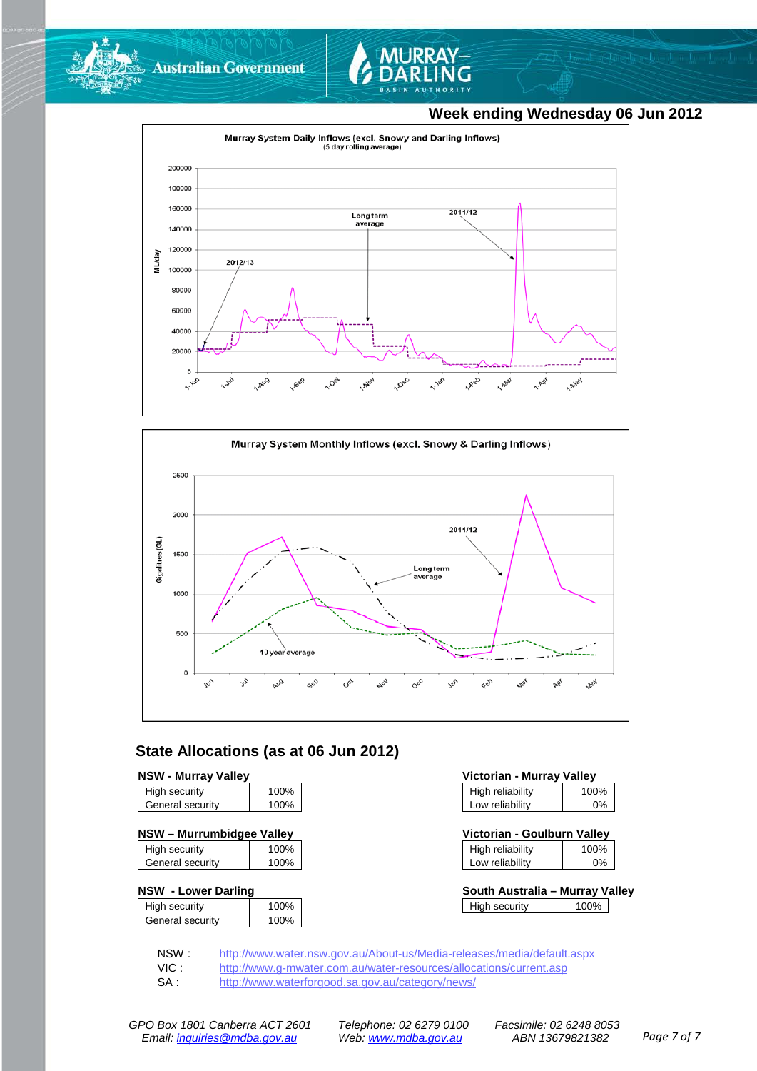**Week ending Wednesday 06 Jun 2012**

Murray System Daily Inflows (excl. Snowy and Darling Inflows)
(5 day rolling average)

ML/day

200000
180000
160000
140000
120000
100000
80000
60000
40000
20000
0

1-Jun 1-Jul 1-Aug 1-Sep 1-Oct 1-Nov 1-Dec 1-Jan 1-Feb 1-Mar 1-Apr 1-May

2012/13

Long term average

2011/12

Murray System Monthly Inflows (excl. Snowy & Darling Inflows)

Gigalitres (GL)

2500
2000
1500
1000
500
0

Jun Jul Aug Sep Oct Nov Dec Jan Feb Mar Apr May

2011/12

Long term average

10 year average

## State Allocations (as at 06 Jun 2012)

**NSW - Murray Valley**

| | |
|---|---|
| High security | 100% |
| General security | 100% |

**NSW – Murrumbidgee Valley**

| | |
|---|---|
| High security | 100% |
| General security | 100% |

**NSW - Lower Darling**

| | |
|---|---|
| High security | 100% |
| General security | 100% |

**Victorian - Murray Valley**

| | |
|---|---|
| High reliability | 100% |
| Low reliability | 0% |

**Victorian - Goulburn Valley**

| | |
|---|---|
| High reliability | 100% |
| Low reliability | 0% |

**South Australia – Murray Valley**

| | |
|---|---|
| High security | 100% |

NSW : http://www.water.nsw.gov.au/About-us/Media-releases/media/default.aspx
VIC : http://www.g-mwater.com.au/water-resources/allocations/current.asp
SA : http://www.waterforgood.sa.gov.au/category/news/

*GPO Box 1801 Canberra ACT 2601 Telephone: 02 6279 0100 Facsimile: 02 6248 8053*
*Email: inquiries@mdba.gov.au Web: www.mdba.gov.au ABN 13679821382*